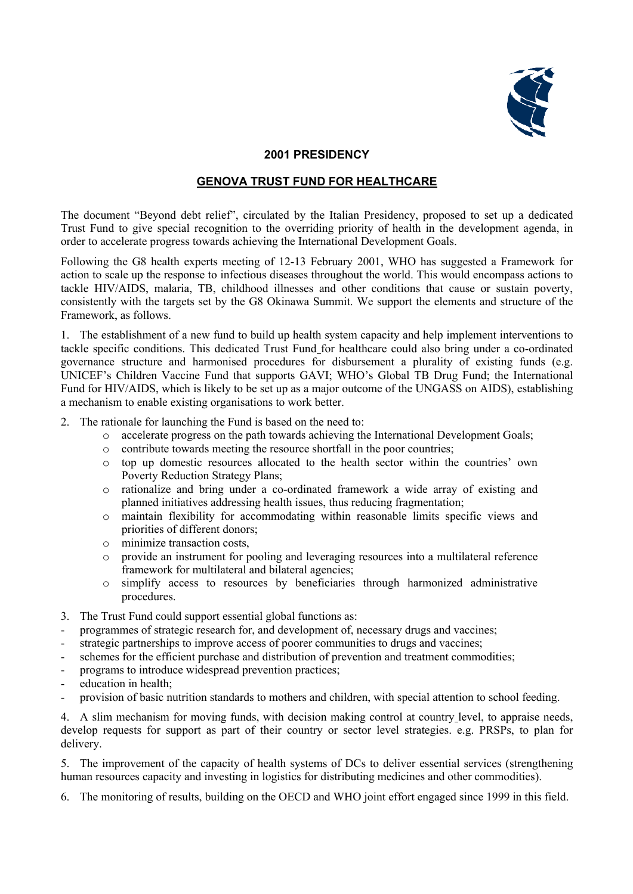## 2001 PRESIDENCY

## GENOVA TRUST FUND FOR HEALTHCARE

The document "Beyond debt relief", circulated by the Italian Presidency, proposed to set up a dedicated Trust Fund to give special recognition to the overriding priority of health in the development agenda, in order to accelerate progress towards achieving the International Development Goals.

Following the G8 health experts meeting of 12-13 February 2001, WHO has suggested a Framework for action to scale up the response to infectious diseases throughout the world. This would encompass actions to tackle HIV/AIDS, malaria, TB, childhood illnesses and other conditions that cause or sustain poverty, consistently with the targets set by the G8 Okinawa Summit. We support the elements and structure of the Framework, as follows.

1. The establishment of a new fund to build up health system capacity and help implement interventions to tackle specific conditions. This dedicated Trust Fund for healthcare could also bring under a co-ordinated governance structure and harmonised procedures for disbursement a plurality of existing funds (e.g. UNICEF's Children Vaccine Fund that supports GAVI; WHO's Global TB Drug Fund; the International Fund for HIV/AIDS, which is likely to be set up as a major outcome of the UNGASS on AIDS), establishing a mechanism to enable existing organisations to work better.

2. The rationale for launching the Fund is based on the need to:
   - accelerate progress on the path towards achieving the International Development Goals;
   - contribute towards meeting the resource shortfall in the poor countries;
   - top up domestic resources allocated to the health sector within the countries' own Poverty Reduction Strategy Plans;
   - rationalize and bring under a co-ordinated framework a wide array of existing and planned initiatives addressing health issues, thus reducing fragmentation;
   - maintain flexibility for accommodating within reasonable limits specific views and priorities of different donors;
   - minimize transaction costs,
   - provide an instrument for pooling and leveraging resources into a multilateral reference framework for multilateral and bilateral agencies;
   - simplify access to resources by beneficiaries through harmonized administrative procedures.

3. The Trust Fund could support essential global functions as:

- programmes of strategic research for, and development of, necessary drugs and vaccines;
- strategic partnerships to improve access of poorer communities to drugs and vaccines;
- schemes for the efficient purchase and distribution of prevention and treatment commodities;
- programs to introduce widespread prevention practices;
- education in health;
- provision of basic nutrition standards to mothers and children, with special attention to school feeding.

4. A slim mechanism for moving funds, with decision making control at country level, to appraise needs, develop requests for support as part of their country or sector level strategies. e.g. PRSPs, to plan for delivery.

5. The improvement of the capacity of health systems of DCs to deliver essential services (strengthening human resources capacity and investing in logistics for distributing medicines and other commodities).

6. The monitoring of results, building on the OECD and WHO joint effort engaged since 1999 in this field.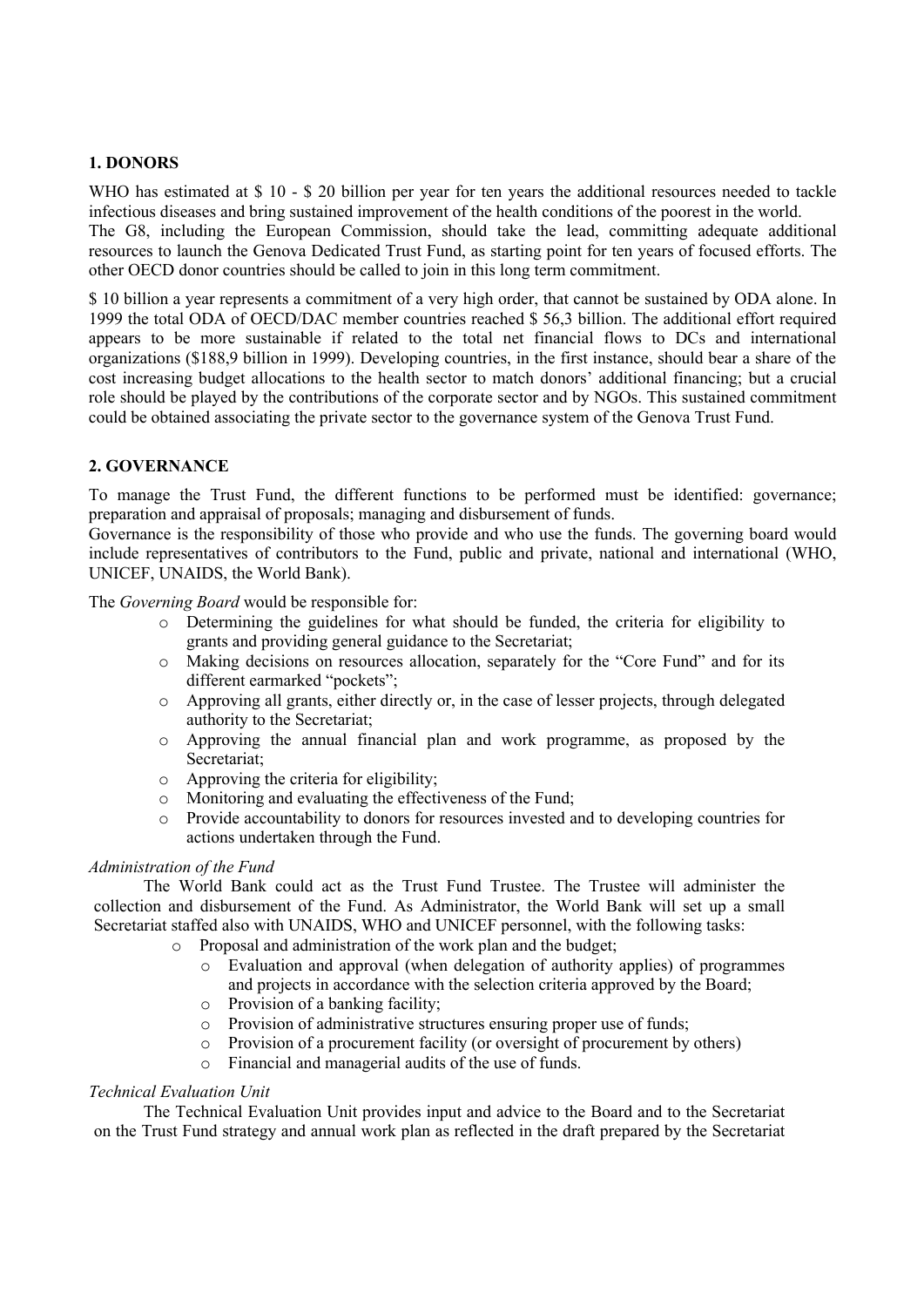## 1. DONORS

WHO has estimated at $ 10 - $ 20 billion per year for ten years the additional resources needed to tackle infectious diseases and bring sustained improvement of the health conditions of the poorest in the world.
The G8, including the European Commission, should take the lead, committing adequate additional resources to launch the Genova Dedicated Trust Fund, as starting point for ten years of focused efforts. The other OECD donor countries should be called to join in this long term commitment.

$ 10 billion a year represents a commitment of a very high order, that cannot be sustained by ODA alone. In 1999 the total ODA of OECD/DAC member countries reached $ 56,3 billion. The additional effort required appears to be more sustainable if related to the total net financial flows to DCs and international organizations ($188,9 billion in 1999). Developing countries, in the first instance, should bear a share of the cost increasing budget allocations to the health sector to match donors' additional financing; but a crucial role should be played by the contributions of the corporate sector and by NGOs. This sustained commitment could be obtained associating the private sector to the governance system of the Genova Trust Fund.

## 2. GOVERNANCE

To manage the Trust Fund, the different functions to be performed must be identified: governance; preparation and appraisal of proposals; managing and disbursement of funds.
Governance is the responsibility of those who provide and who use the funds. The governing board would include representatives of contributors to the Fund, public and private, national and international (WHO, UNICEF, UNAIDS, the World Bank).

The *Governing Board* would be responsible for:

- Determining the guidelines for what should be funded, the criteria for eligibility to grants and providing general guidance to the Secretariat;
- Making decisions on resources allocation, separately for the "Core Fund" and for its different earmarked "pockets";
- Approving all grants, either directly or, in the case of lesser projects, through delegated authority to the Secretariat;
- Approving the annual financial plan and work programme, as proposed by the Secretariat;
- Approving the criteria for eligibility;
- Monitoring and evaluating the effectiveness of the Fund;
- Provide accountability to donors for resources invested and to developing countries for actions undertaken through the Fund.

*Administration of the Fund*

The World Bank could act as the Trust Fund Trustee. The Trustee will administer the collection and disbursement of the Fund. As Administrator, the World Bank will set up a small Secretariat staffed also with UNAIDS, WHO and UNICEF personnel, with the following tasks:

- Proposal and administration of the work plan and the budget;
- Evaluation and approval (when delegation of authority applies) of programmes and projects in accordance with the selection criteria approved by the Board;
- Provision of a banking facility;
- Provision of administrative structures ensuring proper use of funds;
- Provision of a procurement facility (or oversight of procurement by others)
- Financial and managerial audits of the use of funds.

*Technical Evaluation Unit*

The Technical Evaluation Unit provides input and advice to the Board and to the Secretariat on the Trust Fund strategy and annual work plan as reflected in the draft prepared by the Secretariat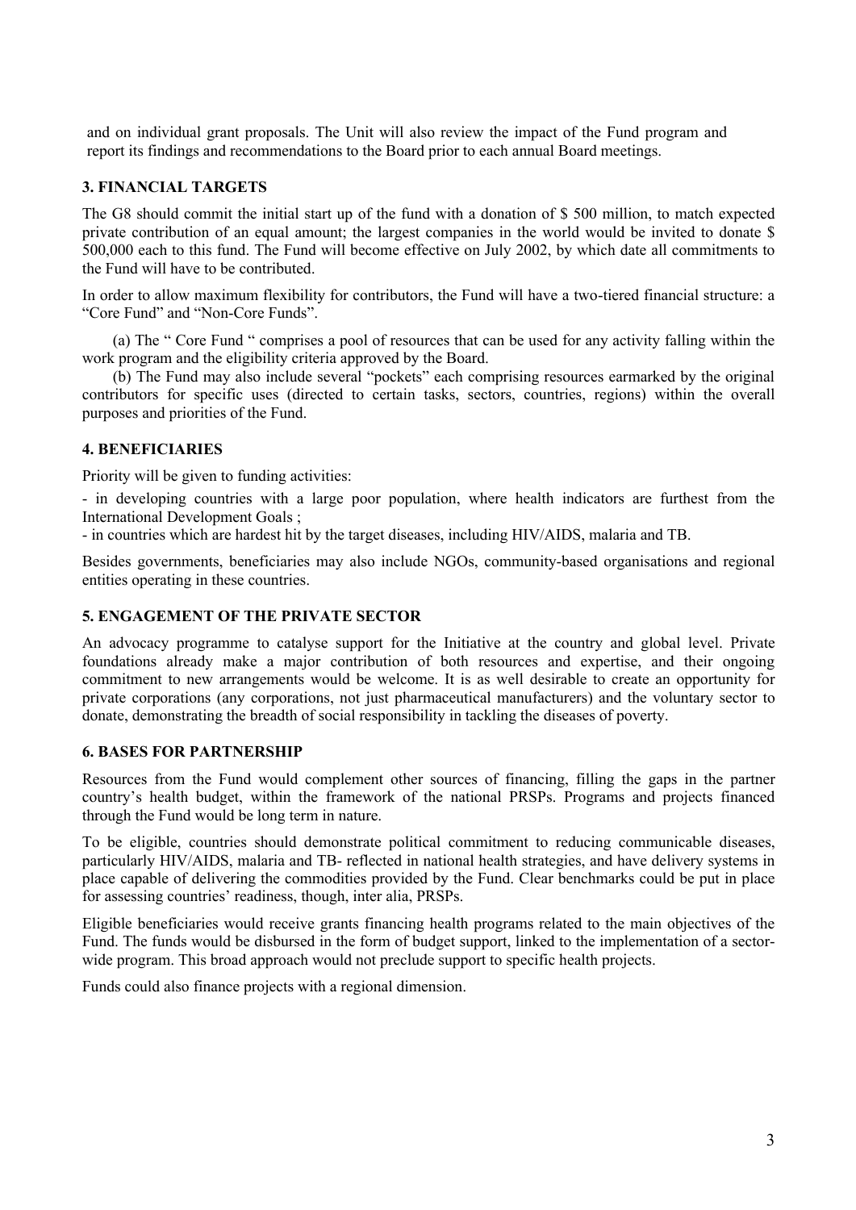and on individual grant proposals. The Unit will also review the impact of the Fund program and report its findings and recommendations to the Board prior to each annual Board meetings.

### 3. FINANCIAL TARGETS

The G8 should commit the initial start up of the fund with a donation of $ 500 million, to match expected private contribution of an equal amount; the largest companies in the world would be invited to donate $ 500,000 each to this fund. The Fund will become effective on July 2002, by which date all commitments to the Fund will have to be contributed.

In order to allow maximum flexibility for contributors, the Fund will have a two-tiered financial structure: a "Core Fund" and "Non-Core Funds".

(a) The " Core Fund " comprises a pool of resources that can be used for any activity falling within the work program and the eligibility criteria approved by the Board.

(b) The Fund may also include several "pockets" each comprising resources earmarked by the original contributors for specific uses (directed to certain tasks, sectors, countries, regions) within the overall purposes and priorities of the Fund.

### 4. BENEFICIARIES

Priority will be given to funding activities:

- in developing countries with a large poor population, where health indicators are furthest from the International Development Goals ;
- in countries which are hardest hit by the target diseases, including HIV/AIDS, malaria and TB.

Besides governments, beneficiaries may also include NGOs, community-based organisations and regional entities operating in these countries.

### 5. ENGAGEMENT OF THE PRIVATE SECTOR

An advocacy programme to catalyse support for the Initiative at the country and global level. Private foundations already make a major contribution of both resources and expertise, and their ongoing commitment to new arrangements would be welcome. It is as well desirable to create an opportunity for private corporations (any corporations, not just pharmaceutical manufacturers) and the voluntary sector to donate, demonstrating the breadth of social responsibility in tackling the diseases of poverty.

### 6. BASES FOR PARTNERSHIP

Resources from the Fund would complement other sources of financing, filling the gaps in the partner country's health budget, within the framework of the national PRSPs. Programs and projects financed through the Fund would be long term in nature.

To be eligible, countries should demonstrate political commitment to reducing communicable diseases, particularly HIV/AIDS, malaria and TB- reflected in national health strategies, and have delivery systems in place capable of delivering the commodities provided by the Fund. Clear benchmarks could be put in place for assessing countries' readiness, though, inter alia, PRSPs.

Eligible beneficiaries would receive grants financing health programs related to the main objectives of the Fund. The funds would be disbursed in the form of budget support, linked to the implementation of a sector-wide program. This broad approach would not preclude support to specific health projects.

Funds could also finance projects with a regional dimension.